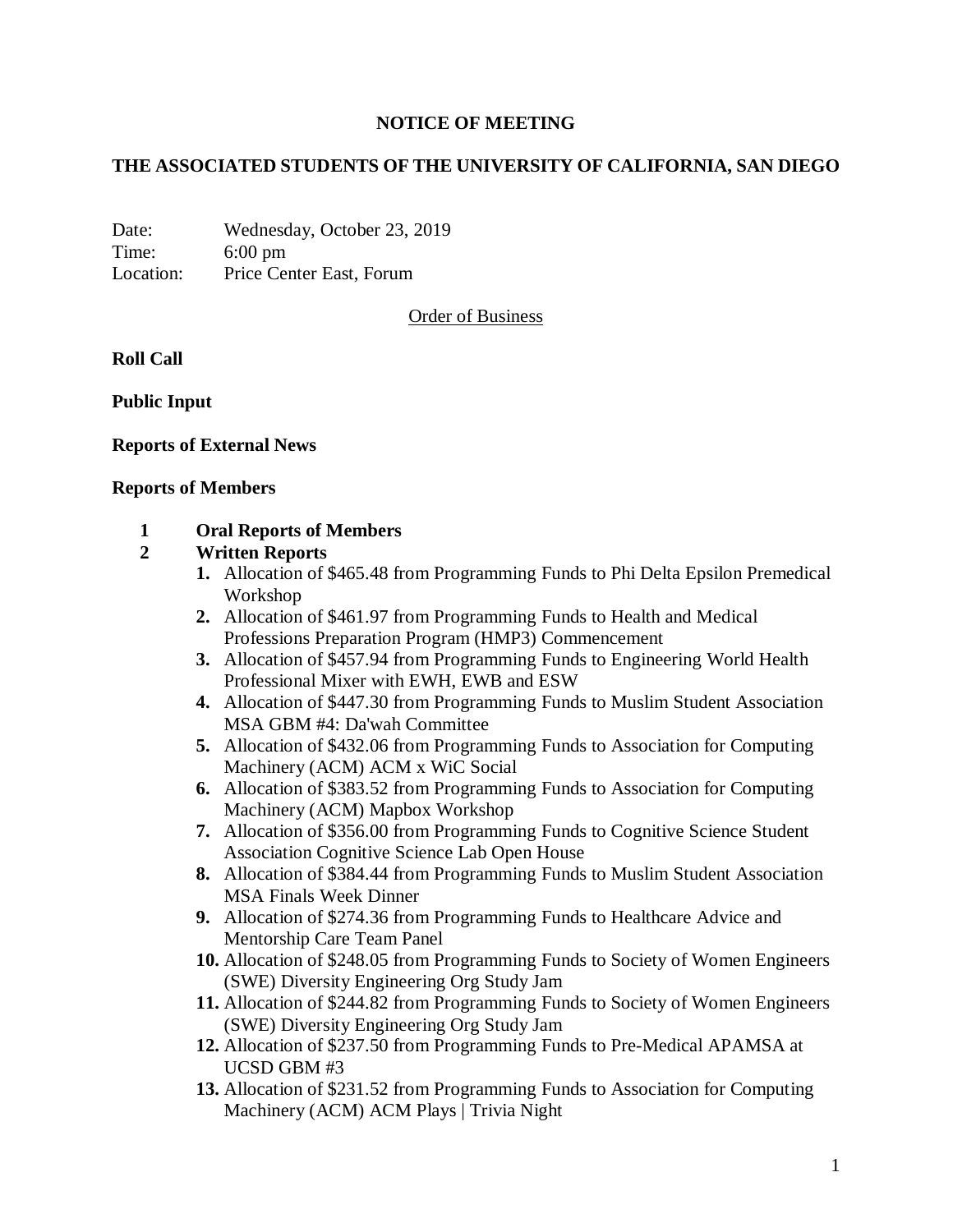# NOTICE OF MEETING

## THE ASSOCIATED STUDENTS OF THE UNIVERSITY OF CALIFORNIA, SAN DIEGO

Date: Wednesday, October 23, 2019
Time: 6:00 pm
Location: Price Center East, Forum

Order of Business

**Roll Call**

**Public Input**

**Reports of External News**

**Reports of Members**

**1 Oral Reports of Members**

**2 Written Reports**

1. Allocation of $465.48 from Programming Funds to Phi Delta Epsilon Premedical Workshop
2. Allocation of $461.97 from Programming Funds to Health and Medical Professions Preparation Program (HMP3) Commencement
3. Allocation of $457.94 from Programming Funds to Engineering World Health Professional Mixer with EWH, EWB and ESW
4. Allocation of $447.30 from Programming Funds to Muslim Student Association MSA GBM #4: Da'wah Committee
5. Allocation of $432.06 from Programming Funds to Association for Computing Machinery (ACM) ACM x WiC Social
6. Allocation of $383.52 from Programming Funds to Association for Computing Machinery (ACM) Mapbox Workshop
7. Allocation of $356.00 from Programming Funds to Cognitive Science Student Association Cognitive Science Lab Open House
8. Allocation of $384.44 from Programming Funds to Muslim Student Association MSA Finals Week Dinner
9. Allocation of $274.36 from Programming Funds to Healthcare Advice and Mentorship Care Team Panel
10. Allocation of $248.05 from Programming Funds to Society of Women Engineers (SWE) Diversity Engineering Org Study Jam
11. Allocation of $244.82 from Programming Funds to Society of Women Engineers (SWE) Diversity Engineering Org Study Jam
12. Allocation of $237.50 from Programming Funds to Pre-Medical APAMSA at UCSD GBM #3
13. Allocation of $231.52 from Programming Funds to Association for Computing Machinery (ACM) ACM Plays | Trivia Night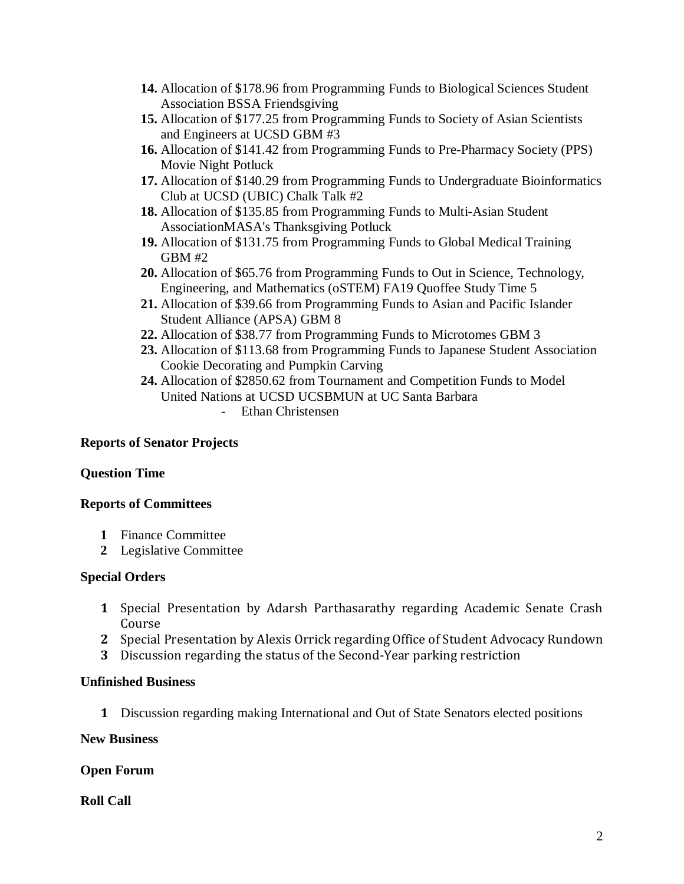14. Allocation of $178.96 from Programming Funds to Biological Sciences Student Association BSSA Friendsgiving
15. Allocation of $177.25 from Programming Funds to Society of Asian Scientists and Engineers at UCSD GBM #3
16. Allocation of $141.42 from Programming Funds to Pre-Pharmacy Society (PPS) Movie Night Potluck
17. Allocation of $140.29 from Programming Funds to Undergraduate Bioinformatics Club at UCSD (UBIC) Chalk Talk #2
18. Allocation of $135.85 from Programming Funds to Multi-Asian Student AssociationMASA's Thanksgiving Potluck
19. Allocation of $131.75 from Programming Funds to Global Medical Training GBM #2
20. Allocation of $65.76 from Programming Funds to Out in Science, Technology, Engineering, and Mathematics (oSTEM) FA19 Quoffee Study Time 5
21. Allocation of $39.66 from Programming Funds to Asian and Pacific Islander Student Alliance (APSA) GBM 8
22. Allocation of $38.77 from Programming Funds to Microtomes GBM 3
23. Allocation of $113.68 from Programming Funds to Japanese Student Association Cookie Decorating and Pumpkin Carving
24. Allocation of $2850.62 from Tournament and Competition Funds to Model United Nations at UCSD UCSBMUN at UC Santa Barbara
    - Ethan Christensen

**Reports of Senator Projects**

**Question Time**

**Reports of Committees**

1. Finance Committee
2. Legislative Committee

**Special Orders**

1. Special Presentation by Adarsh Parthasarathy regarding Academic Senate Crash Course
2. Special Presentation by Alexis Orrick regarding Office of Student Advocacy Rundown
3. Discussion regarding the status of the Second-Year parking restriction

**Unfinished Business**

1. Discussion regarding making International and Out of State Senators elected positions

**New Business**

**Open Forum**

**Roll Call**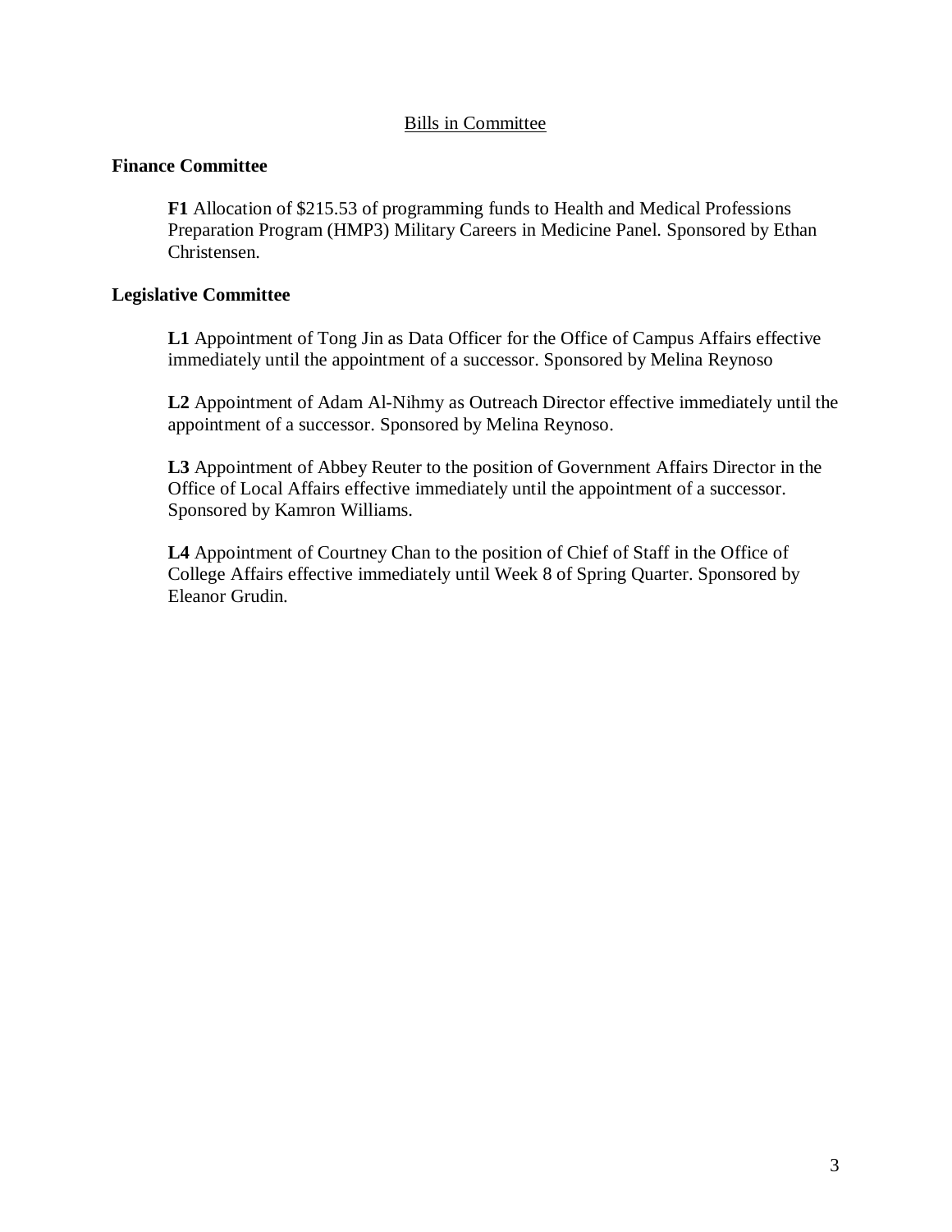Bills in Committee

## Finance Committee

**F1** Allocation of $215.53 of programming funds to Health and Medical Professions Preparation Program (HMP3) Military Careers in Medicine Panel. Sponsored by Ethan Christensen.

## Legislative Committee

**L1** Appointment of Tong Jin as Data Officer for the Office of Campus Affairs effective immediately until the appointment of a successor. Sponsored by Melina Reynoso

**L2** Appointment of Adam Al-Nihmy as Outreach Director effective immediately until the appointment of a successor. Sponsored by Melina Reynoso.

**L3** Appointment of Abbey Reuter to the position of Government Affairs Director in the Office of Local Affairs effective immediately until the appointment of a successor. Sponsored by Kamron Williams.

**L4** Appointment of Courtney Chan to the position of Chief of Staff in the Office of College Affairs effective immediately until Week 8 of Spring Quarter. Sponsored by Eleanor Grudin.